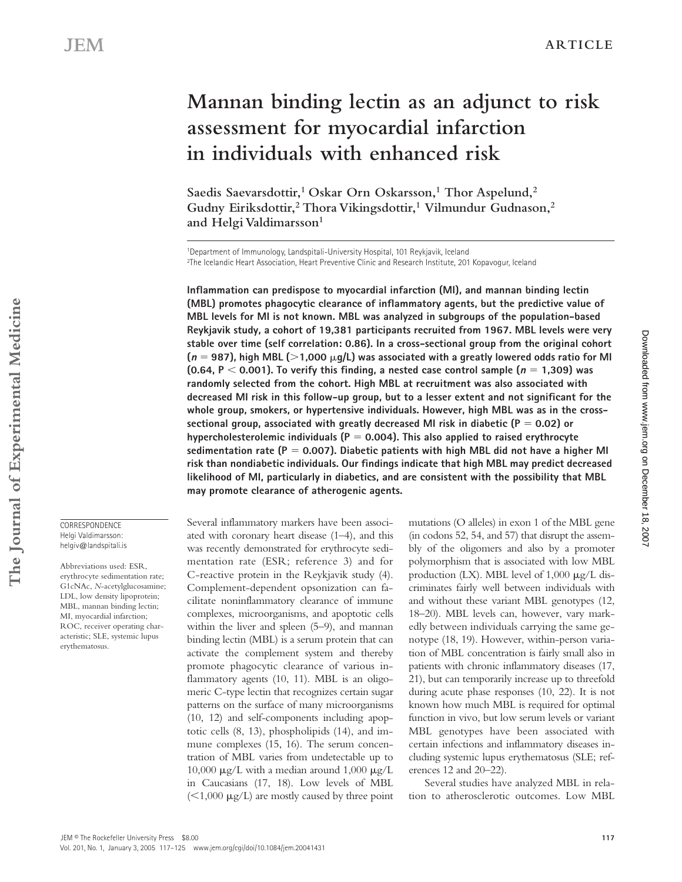# Mannan binding lectin as an adjunct to risk assessment for myocardial infarction in individuals with enhanced risk

Saedis Saevarsdottir,[1] Oskar Orn Oskarsson,[1] Thor Aspelund,[2] Gudny Eiriksdottir,[2] Thora Vikingsdottir,[1] Vilmundur Gudnason,[2] and Helgi Valdimarsson[1]

[1]Department of Immunology, Landspitali-University Hospital, 101 Reykjavik, Iceland
[2]The Icelandic Heart Association, Heart Preventive Clinic and Research Institute, 201 Kopavogur, Iceland

**Inflammation can predispose to myocardial infarction (MI), and mannan binding lectin (MBL) promotes phagocytic clearance of inflammatory agents, but the predictive value of MBL levels for MI is not known. MBL was analyzed in subgroups of the population-based Reykjavik study, a cohort of 19,381 participants recruited from 1967. MBL levels were very stable over time (self correlation: 0.86). In a cross-sectional group from the original cohort ($n$ = 987), high MBL (>1,000 μg/L) was associated with a greatly lowered odds ratio for MI (0.64, $P < 0.001$). To verify this finding, a nested case control sample ($n$ = 1,309) was randomly selected from the cohort. High MBL at recruitment was also associated with decreased MI risk in this follow-up group, but to a lesser extent and not significant for the whole group, smokers, or hypertensive individuals. However, high MBL was as in the cross-sectional group, associated with greatly decreased MI risk in diabetic ($P = 0.02$) or hypercholesterolemic individuals ($P = 0.004$). This also applied to raised erythrocyte sedimentation rate ($P = 0.007$). Diabetic patients with high MBL did not have a higher MI risk than nondiabetic individuals. Our findings indicate that high MBL may predict decreased likelihood of MI, particularly in diabetics, and are consistent with the possibility that MBL may promote clearance of atherogenic agents.**

CORRESPONDENCE
Helgi Valdimarsson:
helgiv@landspitali.is

Abbreviations used: ESR, erythrocyte sedimentation rate; G1cNAc, *N*-acetylglucosamine; LDL, low density lipoprotein; MBL, mannan binding lectin; MI, myocardial infarction; ROC, receiver operating characteristic; SLE, systemic lupus erythematosus.

Several inflammatory markers have been associated with coronary heart disease (1–4), and this was recently demonstrated for erythrocyte sedimentation rate (ESR; reference 3) and for C-reactive protein in the Reykjavik study (4). Complement-dependent opsonization can facilitate noninflammatory clearance of immune complexes, microorganisms, and apoptotic cells within the liver and spleen (5–9), and mannan binding lectin (MBL) is a serum protein that can activate the complement system and thereby promote phagocytic clearance of various inflammatory agents (10, 11). MBL is an oligomeric C-type lectin that recognizes certain sugar patterns on the surface of many microorganisms (10, 12) and self-components including apoptotic cells (8, 13), phospholipids (14), and immune complexes (15, 16). The serum concentration of MBL varies from undetectable up to 10,000 μg/L with a median around 1,000 μg/L in Caucasians (17, 18). Low levels of MBL (<1,000 μg/L) are mostly caused by three point mutations (O alleles) in exon 1 of the MBL gene (in codons 52, 54, and 57) that disrupt the assembly of the oligomers and also by a promoter polymorphism that is associated with low MBL production (LX). MBL level of 1,000 μg/L discriminates fairly well between individuals with and without these variant MBL genotypes (12, 18–20). MBL levels can, however, vary markedly between individuals carrying the same genotype (18, 19). However, within-person variation of MBL concentration is fairly small also in patients with chronic inflammatory diseases (17, 21), but can temporarily increase up to threefold during acute phase responses (10, 22). It is not known how much MBL is required for optimal function in vivo, but low serum levels or variant MBL genotypes have been associated with certain infections and inflammatory diseases including systemic lupus erythematosus (SLE; references 12 and 20–22).

Several studies have analyzed MBL in relation to atherosclerotic outcomes. Low MBL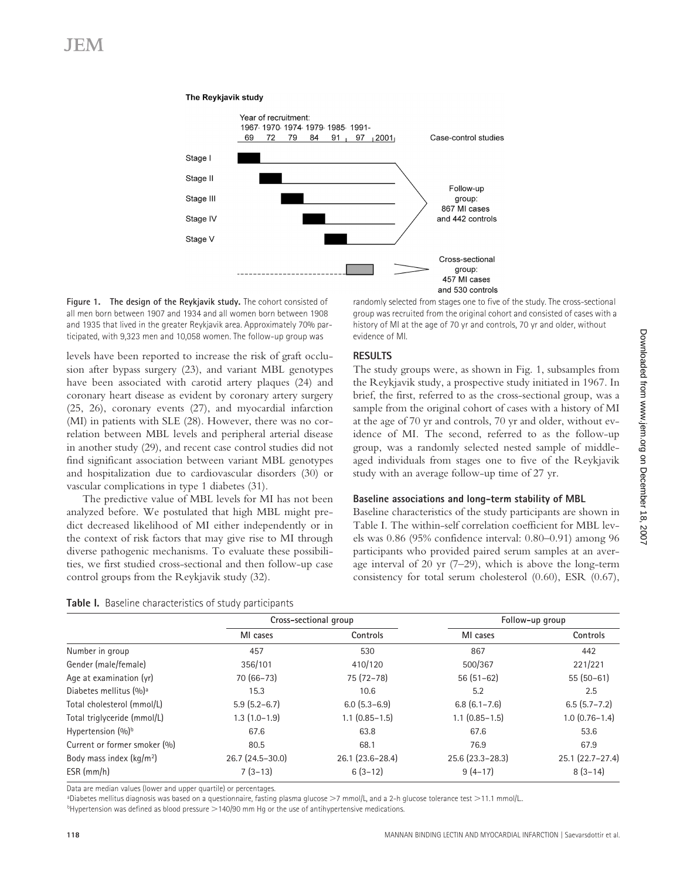The Reykjavik study

Year of recruitment:
1967-69 1970-72 1974-79 1979-84 1985-91 1991-97 2001

Case-control studies

Stage I
Stage II
Stage III
Stage IV
Stage V

Follow-up group: 867 MI cases and 442 controls

Cross-sectional group: 457 MI cases and 530 controls

**Figure 1. The design of the Reykjavik study.** The cohort consisted of all men born between 1907 and 1934 and all women born between 1908 and 1935 that lived in the greater Reykjavik area. Approximately 70% participated, with 9,323 men and 10,058 women. The follow-up group was randomly selected from stages one to five of the study. The cross-sectional group was recruited from the original cohort and consisted of cases with a history of MI at the age of 70 yr and controls, 70 yr and older, without evidence of MI.

levels have been reported to increase the risk of graft occlusion after bypass surgery (23), and variant MBL genotypes have been associated with carotid artery plaques (24) and coronary heart disease as evident by coronary artery surgery (25, 26), coronary events (27), and myocardial infarction (MI) in patients with SLE (28). However, there was no correlation between MBL levels and peripheral arterial disease in another study (29), and recent case control studies did not find significant association between variant MBL genotypes and hospitalization due to cardiovascular disorders (30) or vascular complications in type 1 diabetes (31).

The predictive value of MBL levels for MI has not been analyzed before. We postulated that high MBL might predict decreased likelihood of MI either independently or in the context of risk factors that may give rise to MI through diverse pathogenic mechanisms. To evaluate these possibilities, we first studied cross-sectional and then follow-up case control groups from the Reykjavik study (32).

## RESULTS

The study groups were, as shown in Fig. 1, subsamples from the Reykjavik study, a prospective study initiated in 1967. In brief, the first, referred to as the cross-sectional group, was a sample from the original cohort of cases with a history of MI at the age of 70 yr and controls, 70 yr and older, without evidence of MI. The second, referred to as the follow-up group, was a randomly selected nested sample of middle-aged individuals from stages one to five of the Reykjavik study with an average follow-up time of 27 yr.

### Baseline associations and long-term stability of MBL

Baseline characteristics of the study participants are shown in Table I. The within-self correlation coefficient for MBL levels was 0.86 (95% confidence interval: 0.80–0.91) among 96 participants who provided paired serum samples at an average interval of 20 yr (7–29), which is above the long-term consistency for total serum cholesterol (0.60), ESR (0.67),

**Table I.** Baseline characteristics of study participants

| | Cross-sectional group | | Follow-up group | |
|---|---|---|---|---|
| | MI cases | Controls | MI cases | Controls |
| Number in group | 457 | 530 | 867 | 442 |
| Gender (male/female) | 356/101 | 410/120 | 500/367 | 221/221 |
| Age at examination (yr) | 70 (66–73) | 75 (72–78) | 56 (51–62) | 55 (50–61) |
| Diabetes mellitus (%)[a] | 15.3 | 10.6 | 5.2 | 2.5 |
| Total cholesterol (mmol/L) | 5.9 (5.2–6.7) | 6.0 (5.3–6.9) | 6.8 (6.1–7.6) | 6.5 (5.7–7.2) |
| Total triglyceride (mmol/L) | 1.3 (1.0–1.9) | 1.1 (0.85–1.5) | 1.1 (0.85–1.5) | 1.0 (0.76–1.4) |
| Hypertension (%)[b] | 67.6 | 63.8 | 67.6 | 53.6 |
| Current or former smoker (%) | 80.5 | 68.1 | 76.9 | 67.9 |
| Body mass index (kg/m$^2$) | 26.7 (24.5–30.0) | 26.1 (23.6–28.4) | 25.6 (23.3–28.3) | 25.1 (22.7–27.4) |
| ESR (mm/h) | 7 (3–13) | 6 (3–12) | 9 (4–17) | 8 (3–14) |

Data are median values (lower and upper quartile) or percentages.

[a]Diabetes mellitus diagnosis was based on a questionnaire, fasting plasma glucose >7 mmol/L, and a 2-h glucose tolerance test >11.1 mmol/L.

[b]Hypertension was defined as blood pressure >140/90 mm Hg or the use of antihypertensive medications.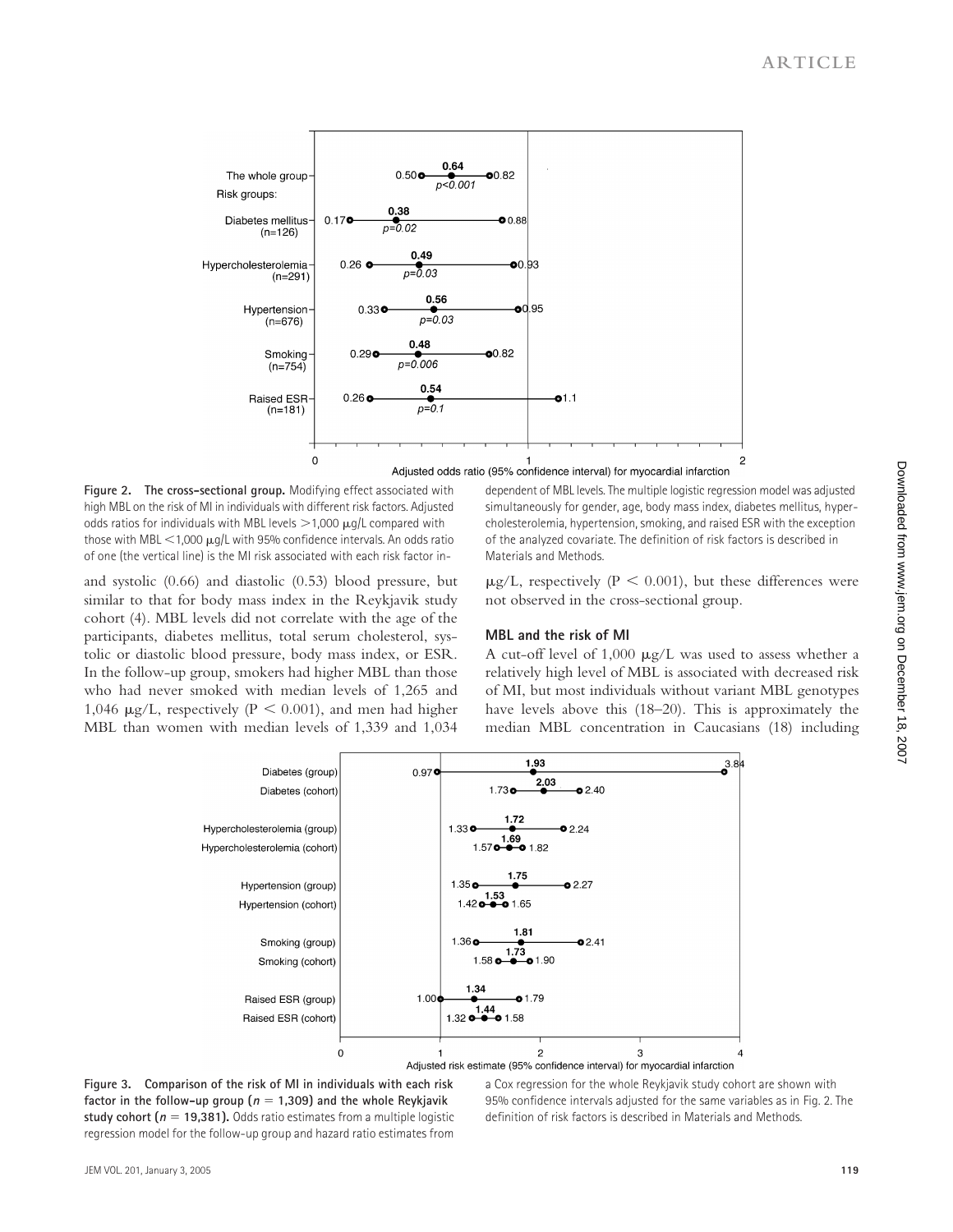**Figure 2. The cross-sectional group.** Modifying effect associated with high MBL on the risk of MI in individuals with different risk factors. Adjusted odds ratios for individuals with MBL levels >1,000 μg/L compared with those with MBL <1,000 μg/L with 95% confidence intervals. An odds ratio of one (the vertical line) is the MI risk associated with each risk factor independent of MBL levels. The multiple logistic regression model was adjusted simultaneously for gender, age, body mass index, diabetes mellitus, hypercholesterolemia, hypertension, smoking, and raised ESR with the exception of the analyzed covariate. The definition of risk factors is described in Materials and Methods.

and systolic (0.66) and diastolic (0.53) blood pressure, but similar to that for body mass index in the Reykjavik study cohort (4). MBL levels did not correlate with the age of the participants, diabetes mellitus, total serum cholesterol, systolic or diastolic blood pressure, body mass index, or ESR. In the follow-up group, smokers had higher MBL than those who had never smoked with median levels of 1,265 and 1,046 μg/L, respectively ($P < 0.001$), and men had higher MBL than women with median levels of 1,339 and 1,034 μg/L, respectively ($P < 0.001$), but these differences were not observed in the cross-sectional group.

## MBL and the risk of MI

A cut-off level of 1,000 μg/L was used to assess whether a relatively high level of MBL is associated with decreased risk of MI, but most individuals without variant MBL genotypes have levels above this (18–20). This is approximately the median MBL concentration in Caucasians (18) including

**Figure 3. Comparison of the risk of MI in individuals with each risk factor in the follow-up group ($n = 1,309$) and the whole Reykjavik study cohort ($n = 19,381$).** Odds ratio estimates from a multiple logistic regression model for the follow-up group and hazard ratio estimates from a Cox regression for the whole Reykjavik study cohort are shown with 95% confidence intervals adjusted for the same variables as in Fig. 2. The definition of risk factors is described in Materials and Methods.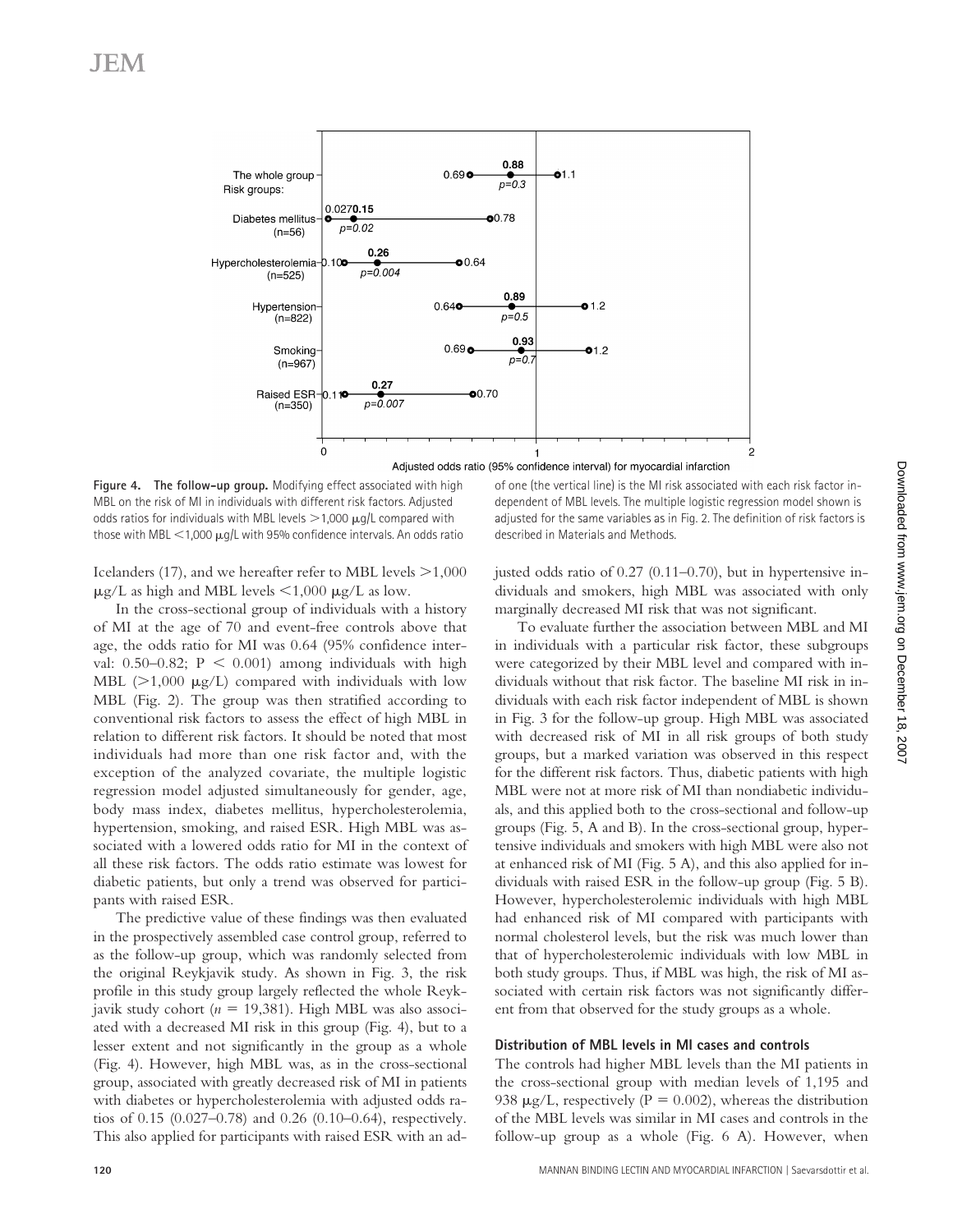Figure 4. **The follow-up group.** Modifying effect associated with high MBL on the risk of MI in individuals with different risk factors. Adjusted odds ratios for individuals with MBL levels >1,000 μg/L compared with those with MBL <1,000 μg/L with 95% confidence intervals. An odds ratio of one (the vertical line) is the MI risk associated with each risk factor independent of MBL levels. The multiple logistic regression model shown is adjusted for the same variables as in Fig. 2. The definition of risk factors is described in Materials and Methods.

Icelanders (17), and we hereafter refer to MBL levels >1,000 μg/L as high and MBL levels <1,000 μg/L as low.

In the cross-sectional group of individuals with a history of MI at the age of 70 and event-free controls above that age, the odds ratio for MI was 0.64 (95% confidence interval: 0.50–0.82; $P < 0.001$) among individuals with high MBL (>1,000 μg/L) compared with individuals with low MBL (Fig. 2). The group was then stratified according to conventional risk factors to assess the effect of high MBL in relation to different risk factors. It should be noted that most individuals had more than one risk factor and, with the exception of the analyzed covariate, the multiple logistic regression model adjusted simultaneously for gender, age, body mass index, diabetes mellitus, hypercholesterolemia, hypertension, smoking, and raised ESR. High MBL was associated with a lowered odds ratio for MI in the context of all these risk factors. The odds ratio estimate was lowest for diabetic patients, but only a trend was observed for participants with raised ESR.

The predictive value of these findings was then evaluated in the prospectively assembled case control group, referred to as the follow-up group, which was randomly selected from the original Reykjavik study. As shown in Fig. 3, the risk profile in this study group largely reflected the whole Reykjavik study cohort ($n = 19{,}381$). High MBL was also associated with a decreased MI risk in this group (Fig. 4), but to a lesser extent and not significantly in the group as a whole (Fig. 4). However, high MBL was, as in the cross-sectional group, associated with greatly decreased risk of MI in patients with diabetes or hypercholesterolemia with adjusted odds ratios of 0.15 (0.027–0.78) and 0.26 (0.10–0.64), respectively. This also applied for participants with raised ESR with an adjusted odds ratio of 0.27 (0.11–0.70), but in hypertensive individuals and smokers, high MBL was associated with only marginally decreased MI risk that was not significant.

To evaluate further the association between MBL and MI in individuals with a particular risk factor, these subgroups were categorized by their MBL level and compared with individuals without that risk factor. The baseline MI risk in individuals with each risk factor independent of MBL is shown in Fig. 3 for the follow-up group. High MBL was associated with decreased risk of MI in all risk groups of both study groups, but a marked variation was observed in this respect for the different risk factors. Thus, diabetic patients with high MBL were not at more risk of MI than nondiabetic individuals, and this applied both to the cross-sectional and follow-up groups (Fig. 5, A and B). In the cross-sectional group, hypertensive individuals and smokers with high MBL were also not at enhanced risk of MI (Fig. 5 A), and this also applied for individuals with raised ESR in the follow-up group (Fig. 5 B). However, hypercholesterolemic individuals with high MBL had enhanced risk of MI compared with participants with normal cholesterol levels, but the risk was much lower than that of hypercholesterolemic individuals with low MBL in both study groups. Thus, if MBL was high, the risk of MI associated with certain risk factors was not significantly different from that observed for the study groups as a whole.

### Distribution of MBL levels in MI cases and controls

The controls had higher MBL levels than the MI patients in the cross-sectional group with median levels of 1,195 and 938 μg/L, respectively ($P = 0.002$), whereas the distribution of the MBL levels was similar in MI cases and controls in the follow-up group as a whole (Fig. 6 A). However, when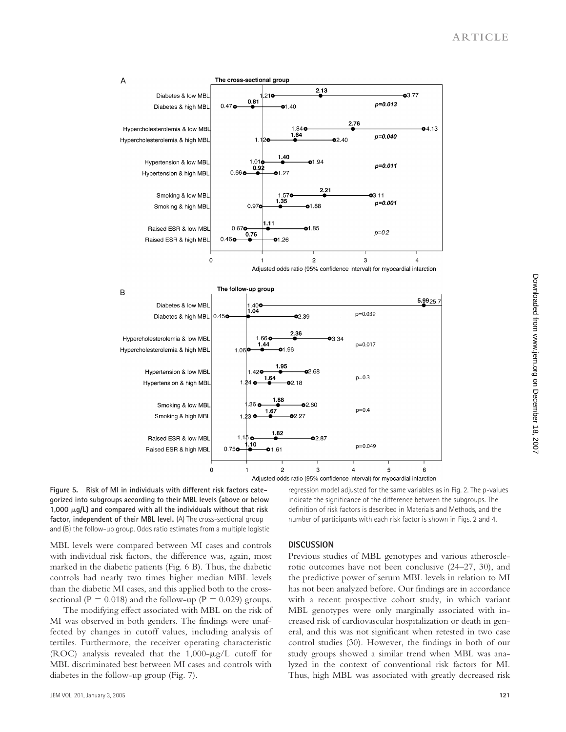**Figure 5. Risk of MI in individuals with different risk factors categorized into subgroups according to their MBL levels (above or below 1,000 μg/L) and compared with all the individuals without that risk factor, independent of their MBL level.** (A) The cross-sectional group and (B) the follow-up group. Odds ratio estimates from a multiple logistic regression model adjusted for the same variables as in Fig. 2. The p-values indicate the significance of the difference between the subgroups. The definition of risk factors is described in Materials and Methods, and the number of participants with each risk factor is shown in Figs. 2 and 4.

MBL levels were compared between MI cases and controls with individual risk factors, the difference was, again, most marked in the diabetic patients (Fig. 6 B). Thus, the diabetic controls had nearly two times higher median MBL levels than the diabetic MI cases, and this applied both to the cross-sectional ($P = 0.018$) and the follow-up ($P = 0.029$) groups.

The modifying effect associated with MBL on the risk of MI was observed in both genders. The findings were unaffected by changes in cutoff values, including analysis of tertiles. Furthermore, the receiver operating characteristic (ROC) analysis revealed that the 1,000-μg/L cutoff for MBL discriminated best between MI cases and controls with diabetes in the follow-up group (Fig. 7).

## DISCUSSION

Previous studies of MBL genotypes and various atherosclerotic outcomes have not been conclusive (24–27, 30), and the predictive power of serum MBL levels in relation to MI has not been analyzed before. Our findings are in accordance with a recent prospective cohort study, in which variant MBL genotypes were only marginally associated with increased risk of cardiovascular hospitalization or death in general, and this was not significant when retested in two case control studies (30). However, the findings in both of our study groups showed a similar trend when MBL was analyzed in the context of conventional risk factors for MI. Thus, high MBL was associated with greatly decreased risk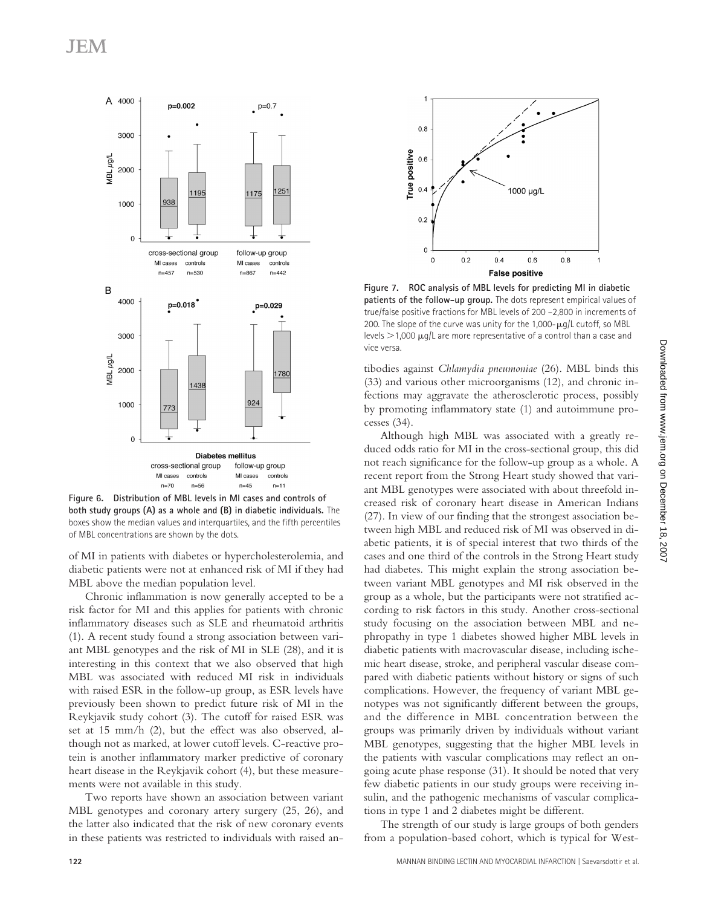Figure 6. Distribution of MBL levels in MI cases and controls of both study groups (A) as a whole and (B) in diabetic individuals. The boxes show the median values and interquartiles, and the fifth percentiles of MBL concentrations are shown by the dots.

Figure 7. ROC analysis of MBL levels for predicting MI in diabetic patients of the follow-up group. The dots represent empirical values of true/false positive fractions for MBL levels of 200 –2,800 in increments of 200. The slope of the curve was unity for the 1,000-μg/L cutoff, so MBL levels >1,000 μg/L are more representative of a control than a case and vice versa.

of MI in patients with diabetes or hypercholesterolemia, and diabetic patients were not at enhanced risk of MI if they had MBL above the median population level.

Chronic inflammation is now generally accepted to be a risk factor for MI and this applies for patients with chronic inflammatory diseases such as SLE and rheumatoid arthritis (1). A recent study found a strong association between variant MBL genotypes and the risk of MI in SLE (28), and it is interesting in this context that we also observed that high MBL was associated with reduced MI risk in individuals with raised ESR in the follow-up group, as ESR levels have previously been shown to predict future risk of MI in the Reykjavik study cohort (3). The cutoff for raised ESR was set at 15 mm/h (2), but the effect was also observed, although not as marked, at lower cutoff levels. C-reactive protein is another inflammatory marker predictive of coronary heart disease in the Reykjavik cohort (4), but these measurements were not available in this study.

Two reports have shown an association between variant MBL genotypes and coronary artery surgery (25, 26), and the latter also indicated that the risk of new coronary events in these patients was restricted to individuals with raised antibodies against *Chlamydia pneumoniae* (26). MBL binds this (33) and various other microorganisms (12), and chronic infections may aggravate the atherosclerotic process, possibly by promoting inflammatory state (1) and autoimmune processes (34).

Although high MBL was associated with a greatly reduced odds ratio for MI in the cross-sectional group, this did not reach significance for the follow-up group as a whole. A recent report from the Strong Heart study showed that variant MBL genotypes were associated with about threefold increased risk of coronary heart disease in American Indians (27). In view of our finding that the strongest association between high MBL and reduced risk of MI was observed in diabetic patients, it is of special interest that two thirds of the cases and one third of the controls in the Strong Heart study had diabetes. This might explain the strong association between variant MBL genotypes and MI risk observed in the group as a whole, but the participants were not stratified according to risk factors in this study. Another cross-sectional study focusing on the association between MBL and nephropathy in type 1 diabetes showed higher MBL levels in diabetic patients with macrovascular disease, including ischemic heart disease, stroke, and peripheral vascular disease compared with diabetic patients without history or signs of such complications. However, the frequency of variant MBL genotypes was not significantly different between the groups, and the difference in MBL concentration between the groups was primarily driven by individuals without variant MBL genotypes, suggesting that the higher MBL levels in the patients with vascular complications may reflect an ongoing acute phase response (31). It should be noted that very few diabetic patients in our study groups were receiving insulin, and the pathogenic mechanisms of vascular complications in type 1 and 2 diabetes might be different.

The strength of our study is large groups of both genders from a population-based cohort, which is typical for West-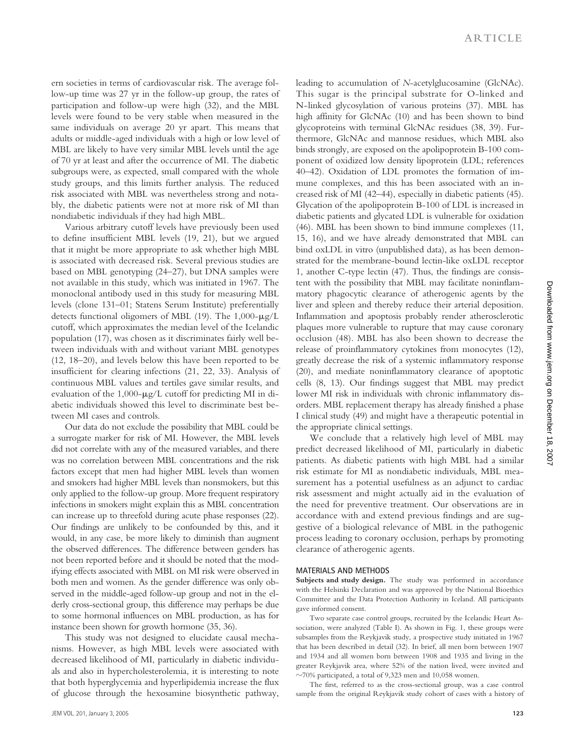ern societies in terms of cardiovascular risk. The average follow-up time was 27 yr in the follow-up group, the rates of participation and follow-up were high (32), and the MBL levels were found to be very stable when measured in the same individuals on average 20 yr apart. This means that adults or middle-aged individuals with a high or low level of MBL are likely to have very similar MBL levels until the age of 70 yr at least and after the occurrence of MI. The diabetic subgroups were, as expected, small compared with the whole study groups, and this limits further analysis. The reduced risk associated with MBL was nevertheless strong and notably, the diabetic patients were not at more risk of MI than nondiabetic individuals if they had high MBL.

Various arbitrary cutoff levels have previously been used to define insufficient MBL levels (19, 21), but we argued that it might be more appropriate to ask whether high MBL is associated with decreased risk. Several previous studies are based on MBL genotyping (24–27), but DNA samples were not available in this study, which was initiated in 1967. The monoclonal antibody used in this study for measuring MBL levels (clone 131–01; Statens Serum Institute) preferentially detects functional oligomers of MBL (19). The 1,000-μg/L cutoff, which approximates the median level of the Icelandic population (17), was chosen as it discriminates fairly well between individuals with and without variant MBL genotypes (12, 18–20), and levels below this have been reported to be insufficient for clearing infections (21, 22, 33). Analysis of continuous MBL values and tertiles gave similar results, and evaluation of the 1,000-μg/L cutoff for predicting MI in diabetic individuals showed this level to discriminate best between MI cases and controls.

Our data do not exclude the possibility that MBL could be a surrogate marker for risk of MI. However, the MBL levels did not correlate with any of the measured variables, and there was no correlation between MBL concentrations and the risk factors except that men had higher MBL levels than women and smokers had higher MBL levels than nonsmokers, but this only applied to the follow-up group. More frequent respiratory infections in smokers might explain this as MBL concentration can increase up to threefold during acute phase responses (22). Our findings are unlikely to be confounded by this, and it would, in any case, be more likely to diminish than augment the observed differences. The difference between genders has not been reported before and it should be noted that the modifying effects associated with MBL on MI risk were observed in both men and women. As the gender difference was only observed in the middle-aged follow-up group and not in the elderly cross-sectional group, this difference may perhaps be due to some hormonal influences on MBL production, as has for instance been shown for growth hormone (35, 36).

This study was not designed to elucidate causal mechanisms. However, as high MBL levels were associated with decreased likelihood of MI, particularly in diabetic individuals and also in hypercholesterolemia, it is interesting to note that both hyperglycemia and hyperlipidemia increase the flux of glucose through the hexosamine biosynthetic pathway, leading to accumulation of *N*-acetylglucosamine (GlcNAc). This sugar is the principal substrate for O-linked and N-linked glycosylation of various proteins (37). MBL has high affinity for GlcNAc (10) and has been shown to bind glycoproteins with terminal GlcNAc residues (38, 39). Furthermore, GlcNAc and mannose residues, which MBL also binds strongly, are exposed on the apolipoprotein B-100 component of oxidized low density lipoprotein (LDL; references 40–42). Oxidation of LDL promotes the formation of immune complexes, and this has been associated with an increased risk of MI (42–44), especially in diabetic patients (45). Glycation of the apolipoprotein B-100 of LDL is increased in diabetic patients and glycated LDL is vulnerable for oxidation (46). MBL has been shown to bind immune complexes (11, 15, 16), and we have already demonstrated that MBL can bind oxLDL in vitro (unpublished data), as has been demonstrated for the membrane-bound lectin-like oxLDL receptor 1, another C-type lectin (47). Thus, the findings are consistent with the possibility that MBL may facilitate noninflammatory phagocytic clearance of atherogenic agents by the liver and spleen and thereby reduce their arterial deposition. Inflammation and apoptosis probably render atherosclerotic plaques more vulnerable to rupture that may cause coronary occlusion (48). MBL has also been shown to decrease the release of proinflammatory cytokines from monocytes (12), greatly decrease the risk of a systemic inflammatory response (20), and mediate noninflammatory clearance of apoptotic cells (8, 13). Our findings suggest that MBL may predict lower MI risk in individuals with chronic inflammatory disorders. MBL replacement therapy has already finished a phase I clinical study (49) and might have a therapeutic potential in the appropriate clinical settings.

We conclude that a relatively high level of MBL may predict decreased likelihood of MI, particularly in diabetic patients. As diabetic patients with high MBL had a similar risk estimate for MI as nondiabetic individuals, MBL measurement has a potential usefulness as an adjunct to cardiac risk assessment and might actually aid in the evaluation of the need for preventive treatment. Our observations are in accordance with and extend previous findings and are suggestive of a biological relevance of MBL in the pathogenic process leading to coronary occlusion, perhaps by promoting clearance of atherogenic agents.

## MATERIALS AND METHODS

**Subjects and study design.** The study was performed in accordance with the Helsinki Declaration and was approved by the National Bioethics Committee and the Data Protection Authority in Iceland. All participants gave informed consent.

Two separate case control groups, recruited by the Icelandic Heart Association, were analyzed (Table I). As shown in Fig. 1, these groups were subsamples from the Reykjavik study, a prospective study initiated in 1967 that has been described in detail (32). In brief, all men born between 1907 and 1934 and all women born between 1908 and 1935 and living in the greater Reykjavik area, where 52% of the nation lived, were invited and ~70% participated, a total of 9,323 men and 10,058 women.

The first, referred to as the cross-sectional group, was a case control sample from the original Reykjavik study cohort of cases with a history of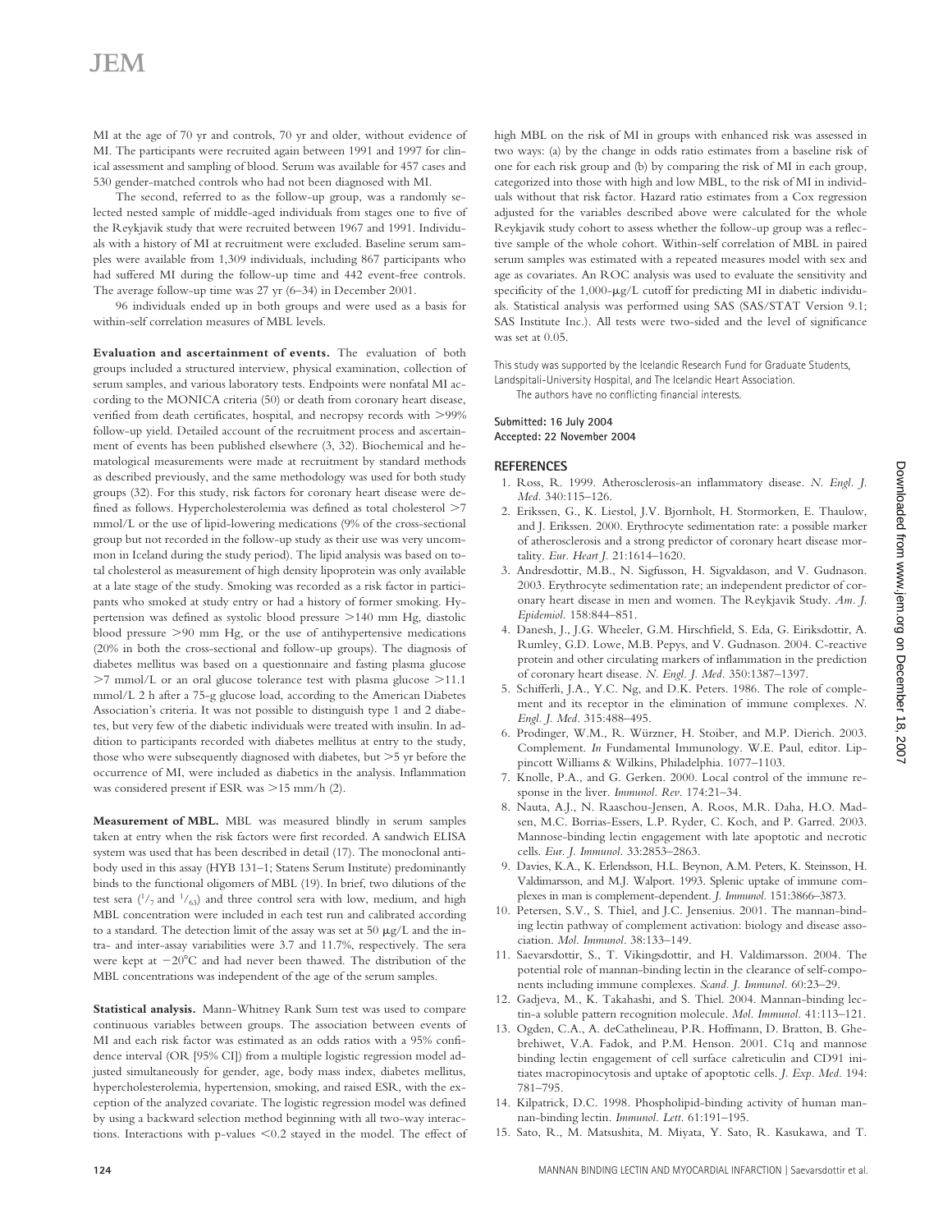MI at the age of 70 yr and controls, 70 yr and older, without evidence of MI. The participants were recruited again between 1991 and 1997 for clinical assessment and sampling of blood. Serum was available for 457 cases and 530 gender-matched controls who had not been diagnosed with MI.

The second, referred to as the follow-up group, was a randomly selected nested sample of middle-aged individuals from stages one to five of the Reykjavik study that were recruited between 1967 and 1991. Individuals with a history of MI at recruitment were excluded. Baseline serum samples were available from 1,309 individuals, including 867 participants who had suffered MI during the follow-up time and 442 event-free controls. The average follow-up time was 27 yr (6–34) in December 2001.

96 individuals ended up in both groups and were used as a basis for within-self correlation measures of MBL levels.

**Evaluation and ascertainment of events.** The evaluation of both groups included a structured interview, physical examination, collection of serum samples, and various laboratory tests. Endpoints were nonfatal MI according to the MONICA criteria (50) or death from coronary heart disease, verified from death certificates, hospital, and necropsy records with >99% follow-up yield. Detailed account of the recruitment process and ascertainment of events has been published elsewhere (3, 32). Biochemical and hematological measurements were made at recruitment by standard methods as described previously, and the same methodology was used for both study groups (32). For this study, risk factors for coronary heart disease were defined as follows. Hypercholesterolemia was defined as total cholesterol >7 mmol/L or the use of lipid-lowering medications (9% of the cross-sectional group but not recorded in the follow-up study as their use was very uncommon in Iceland during the study period). The lipid analysis was based on total cholesterol as measurement of high density lipoprotein was only available at a late stage of the study. Smoking was recorded as a risk factor in participants who smoked at study entry or had a history of former smoking. Hypertension was defined as systolic blood pressure >140 mm Hg, diastolic blood pressure >90 mm Hg, or the use of antihypertensive medications (20% in both the cross-sectional and follow-up groups). The diagnosis of diabetes mellitus was based on a questionnaire and fasting plasma glucose >7 mmol/L or an oral glucose tolerance test with plasma glucose >11.1 mmol/L 2 h after a 75-g glucose load, according to the American Diabetes Association's criteria. It was not possible to distinguish type 1 and 2 diabetes, but very few of the diabetic individuals were treated with insulin. In addition to participants recorded with diabetes mellitus at entry to the study, those who were subsequently diagnosed with diabetes, but >5 yr before the occurrence of MI, were included as diabetics in the analysis. Inflammation was considered present if ESR was >15 mm/h (2).

**Measurement of MBL.** MBL was measured blindly in serum samples taken at entry when the risk factors were first recorded. A sandwich ELISA system was used that has been described in detail (17). The monoclonal antibody used in this assay (HYB 131–1; Statens Serum Institute) predominantly binds to the functional oligomers of MBL (19). In brief, two dilutions of the test sera ($^{1}/_{7}$ and $^{1}/_{63}$) and three control sera with low, medium, and high MBL concentration were included in each test run and calibrated according to a standard. The detection limit of the assay was set at 50 μg/L and the intra- and inter-assay variabilities were 3.7 and 11.7%, respectively. The sera were kept at −20°C and had never been thawed. The distribution of the MBL concentrations was independent of the age of the serum samples.

**Statistical analysis.** Mann-Whitney Rank Sum test was used to compare continuous variables between groups. The association between events of MI and each risk factor was estimated as an odds ratios with a 95% confidence interval (OR [95% CI]) from a multiple logistic regression model adjusted simultaneously for gender, age, body mass index, diabetes mellitus, hypercholesterolemia, hypertension, smoking, and raised ESR, with the exception of the analyzed covariate. The logistic regression model was defined by using a backward selection method beginning with all two-way interactions. Interactions with p-values <0.2 stayed in the model. The effect of high MBL on the risk of MI in groups with enhanced risk was assessed in two ways: (a) by the change in odds ratio estimates from a baseline risk of one for each risk group and (b) by comparing the risk of MI in each group, categorized into those with high and low MBL, to the risk of MI in individuals without that risk factor. Hazard ratio estimates from a Cox regression adjusted for the variables described above were calculated for the whole Reykjavik study cohort to assess whether the follow-up group was a reflective sample of the whole cohort. Within-self correlation of MBL in paired serum samples was estimated with a repeated measures model with sex and age as covariates. An ROC analysis was used to evaluate the sensitivity and specificity of the 1,000-μg/L cutoff for predicting MI in diabetic individuals. Statistical analysis was performed using SAS (SAS/STAT Version 9.1; SAS Institute Inc.). All tests were two-sided and the level of significance was set at 0.05.

This study was supported by the Icelandic Research Fund for Graduate Students, Landspitali-University Hospital, and The Icelandic Heart Association.

The authors have no conflicting financial interests.

**Submitted: 16 July 2004**
**Accepted: 22 November 2004**

## REFERENCES

1. Ross, R. 1999. Atherosclerosis-an inflammatory disease. *N. Engl. J. Med.* 340:115–126.
2. Erikssen, G., K. Liestol, J.V. Bjornholt, H. Stormorken, E. Thaulow, and J. Erikssen. 2000. Erythrocyte sedimentation rate: a possible marker of atherosclerosis and a strong predictor of coronary heart disease mortality. *Eur. Heart J.* 21:1614–1620.
3. Andresdottir, M.B., N. Sigfusson, H. Sigvaldason, and V. Gudnason. 2003. Erythrocyte sedimentation rate; an independent predictor of coronary heart disease in men and women. The Reykjavik Study. *Am. J. Epidemiol.* 158:844–851.
4. Danesh, J., J.G. Wheeler, G.M. Hirschfield, S. Eda, G. Eiriksdottir, A. Rumley, G.D. Lowe, M.B. Pepys, and V. Gudnason. 2004. C-reactive protein and other circulating markers of inflammation in the prediction of coronary heart disease. *N. Engl. J. Med.* 350:1387–1397.
5. Schifferli, J.A., Y.C. Ng, and D.K. Peters. 1986. The role of complement and its receptor in the elimination of immune complexes. *N. Engl. J. Med.* 315:488–495.
6. Prodinger, W.M., R. Würzner, H. Stoiber, and M.P. Dierich. 2003. Complement. *In* Fundamental Immunology. W.E. Paul, editor. Lippincott Williams & Wilkins, Philadelphia. 1077–1103.
7. Knolle, P.A., and G. Gerken. 2000. Local control of the immune response in the liver. *Immunol. Rev.* 174:21–34.
8. Nauta, A.J., N. Raaschou-Jensen, A. Roos, M.R. Daha, H.O. Madsen, M.C. Borrias-Essers, L.P. Ryder, C. Koch, and P. Garred. 2003. Mannose-binding lectin engagement with late apoptotic and necrotic cells. *Eur. J. Immunol.* 33:2853–2863.
9. Davies, K.A., K. Erlendsson, H.L. Beynon, A.M. Peters, K. Steinsson, H. Valdimarsson, and M.J. Walport. 1993. Splenic uptake of immune complexes in man is complement-dependent. *J. Immunol.* 151:3866–3873.
10. Petersen, S.V., S. Thiel, and J.C. Jensenius. 2001. The mannan-binding lectin pathway of complement activation: biology and disease association. *Mol. Immunol.* 38:133–149.
11. Saevarsdottir, S., T. Vikingsdottir, and H. Valdimarsson. 2004. The potential role of mannan-binding lectin in the clearance of self-components including immune complexes. *Scand. J. Immunol.* 60:23–29.
12. Gadjeva, M., K. Takahashi, and S. Thiel. 2004. Mannan-binding lectin-a soluble pattern recognition molecule. *Mol. Immunol.* 41:113–121.
13. Ogden, C.A., A. deCathelineau, P.R. Hoffmann, D. Bratton, B. Ghebrehiwet, V.A. Fadok, and P.M. Henson. 2001. C1q and mannose binding lectin engagement of cell surface calreticulin and CD91 initiates macropinocytosis and uptake of apoptotic cells. *J. Exp. Med.* 194: 781–795.
14. Kilpatrick, D.C. 1998. Phospholipid-binding activity of human mannan-binding lectin. *Immunol. Lett.* 61:191–195.
15. Sato, R., M. Matsushita, M. Miyata, Y. Sato, R. Kasukawa, and T.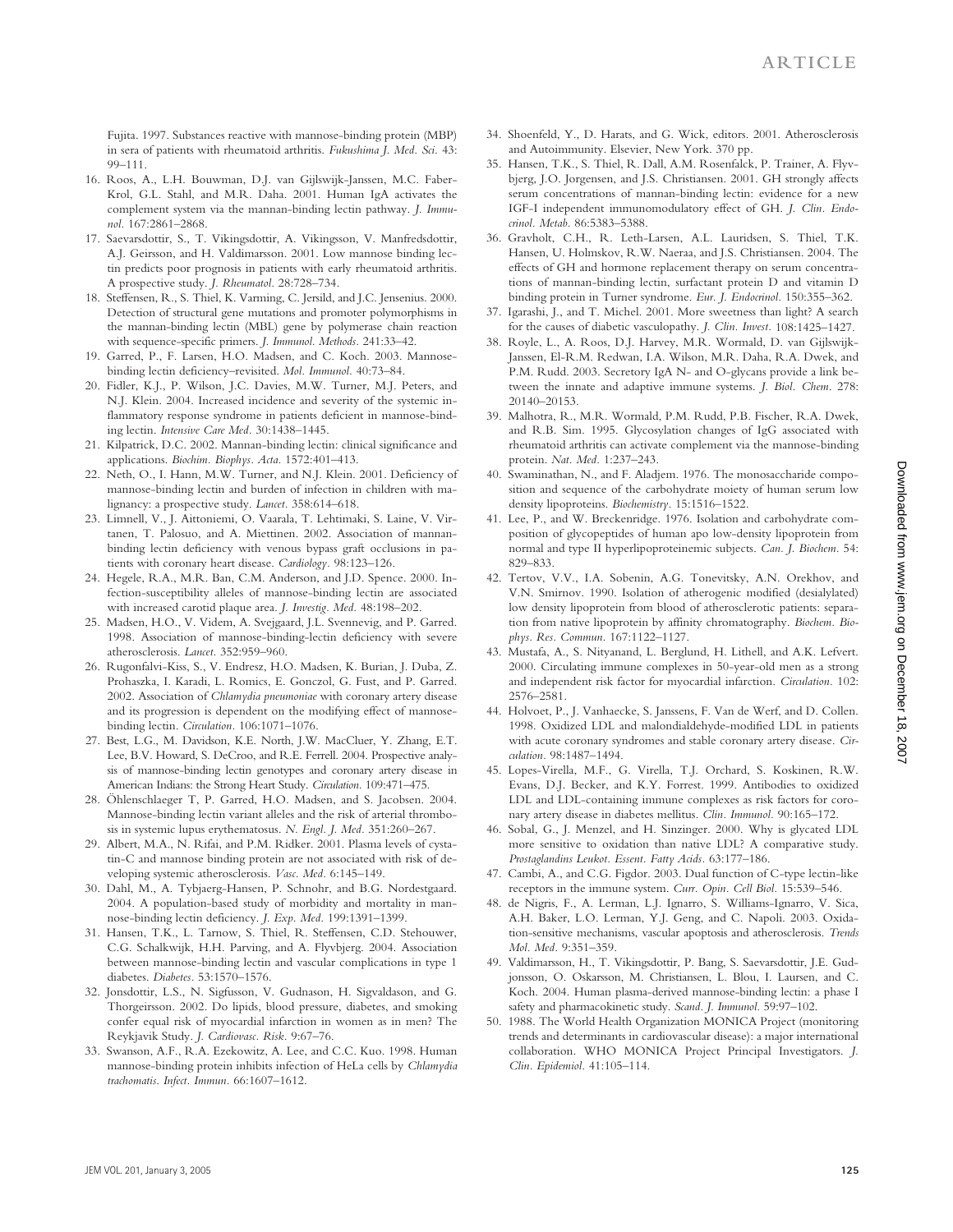Fujita. 1997. Substances reactive with mannose-binding protein (MBP) in sera of patients with rheumatoid arthritis. *Fukushima J. Med. Sci.* 43: 99–111.

16. Roos, A., L.H. Bouwman, D.J. van Gijlswijk-Janssen, M.C. Faber-Krol, G.L. Stahl, and M.R. Daha. 2001. Human IgA activates the complement system via the mannan-binding lectin pathway. *J. Immunol.* 167:2861–2868.
17. Saevarsdottir, S., T. Vikingsdottir, A. Vikingsson, V. Manfredsdottir, A.J. Geirsson, and H. Valdimarsson. 2001. Low mannose binding lectin predicts poor prognosis in patients with early rheumatoid arthritis. A prospective study. *J. Rheumatol.* 28:728–734.
18. Steffensen, R., S. Thiel, K. Varming, C. Jersild, and J.C. Jensenius. 2000. Detection of structural gene mutations and promoter polymorphisms in the mannan-binding lectin (MBL) gene by polymerase chain reaction with sequence-specific primers. *J. Immunol. Methods*. 241:33–42.
19. Garred, P., F. Larsen, H.O. Madsen, and C. Koch. 2003. Mannose-binding lectin deficiency–revisited. *Mol. Immunol.* 40:73–84.
20. Fidler, K.J., P. Wilson, J.C. Davies, M.W. Turner, M.J. Peters, and N.J. Klein. 2004. Increased incidence and severity of the systemic inflammatory response syndrome in patients deficient in mannose-binding lectin. *Intensive Care Med*. 30:1438–1445.
21. Kilpatrick, D.C. 2002. Mannan-binding lectin: clinical significance and applications. *Biochim. Biophys. Acta.* 1572:401–413.
22. Neth, O., I. Hann, M.W. Turner, and N.J. Klein. 2001. Deficiency of mannose-binding lectin and burden of infection in children with malignancy: a prospective study. *Lancet.* 358:614–618.
23. Limnell, V., J. Aittoniemi, O. Vaarala, T. Lehtimaki, S. Laine, V. Virtanen, T. Palosuo, and A. Miettinen. 2002. Association of mannan-binding lectin deficiency with venous bypass graft occlusions in patients with coronary heart disease. *Cardiology*. 98:123–126.
24. Hegele, R.A., M.R. Ban, C.M. Anderson, and J.D. Spence. 2000. Infection-susceptibility alleles of mannose-binding lectin are associated with increased carotid plaque area. *J. Investig. Med.* 48:198–202.
25. Madsen, H.O., V. Videm, A. Svejgaard, J.L. Svennevig, and P. Garred. 1998. Association of mannose-binding-lectin deficiency with severe atherosclerosis. *Lancet.* 352:959–960.
26. Rugonfalvi-Kiss, S., V. Endresz, H.O. Madsen, K. Burian, J. Duba, Z. Prohaszka, I. Karadi, L. Romics, E. Gonczol, G. Fust, and P. Garred. 2002. Association of *Chlamydia pneumoniae* with coronary artery disease and its progression is dependent on the modifying effect of mannose-binding lectin. *Circulation.* 106:1071–1076.
27. Best, L.G., M. Davidson, K.E. North, J.W. MacCluer, Y. Zhang, E.T. Lee, B.V. Howard, S. DeCroo, and R.E. Ferrell. 2004. Prospective analysis of mannose-binding lectin genotypes and coronary artery disease in American Indians: the Strong Heart Study. *Circulation.* 109:471–475.
28. Öhlenschlaeger T, P. Garred, H.O. Madsen, and S. Jacobsen. 2004. Mannose-binding lectin variant alleles and the risk of arterial thrombosis in systemic lupus erythematosus. *N. Engl. J. Med*. 351:260–267.
29. Albert, M.A., N. Rifai, and P.M. Ridker. 2001. Plasma levels of cystatin-C and mannose binding protein are not associated with risk of developing systemic atherosclerosis. *Vasc. Med*. 6:145–149.
30. Dahl, M., A. Tybjaerg-Hansen, P. Schnohr, and B.G. Nordestgaard. 2004. A population-based study of morbidity and mortality in mannose-binding lectin deficiency. *J. Exp. Med*. 199:1391–1399.
31. Hansen, T.K., L. Tarnow, S. Thiel, R. Steffensen, C.D. Stehouwer, C.G. Schalkwijk, H.H. Parving, and A. Flyvbjerg. 2004. Association between mannose-binding lectin and vascular complications in type 1 diabetes. *Diabetes*. 53:1570–1576.
32. Jonsdottir, L.S., N. Sigfusson, V. Gudnason, H. Sigvaldason, and G. Thorgeirsson. 2002. Do lipids, blood pressure, diabetes, and smoking confer equal risk of myocardial infarction in women as in men? The Reykjavik Study. *J. Cardiovasc. Risk*. 9:67–76.
33. Swanson, A.F., R.A. Ezekowitz, A. Lee, and C.C. Kuo. 1998. Human mannose-binding protein inhibits infection of HeLa cells by *Chlamydia trachomatis*. *Infect. Immun.* 66:1607–1612.
34. Shoenfeld, Y., D. Harats, and G. Wick, editors. 2001. Atherosclerosis and Autoimmunity. Elsevier, New York. 370 pp.
35. Hansen, T.K., S. Thiel, R. Dall, A.M. Rosenfalck, P. Trainer, A. Flyvbjerg, J.O. Jorgensen, and J.S. Christiansen. 2001. GH strongly affects serum concentrations of mannan-binding lectin: evidence for a new IGF-I independent immunomodulatory effect of GH. *J. Clin. Endocrinol. Metab.* 86:5383–5388.
36. Gravholt, C.H., R. Leth-Larsen, A.L. Lauridsen, S. Thiel, T.K. Hansen, U. Holmskov, R.W. Naeraa, and J.S. Christiansen. 2004. The effects of GH and hormone replacement therapy on serum concentrations of mannan-binding lectin, surfactant protein D and vitamin D binding protein in Turner syndrome. *Eur. J. Endocrinol.* 150:355–362.
37. Igarashi, J., and T. Michel. 2001. More sweetness than light? A search for the causes of diabetic vasculopathy. *J. Clin. Invest*. 108:1425–1427.
38. Royle, L., A. Roos, D.J. Harvey, M.R. Wormald, D. van Gijlswijk-Janssen, El-R.M. Redwan, I.A. Wilson, M.R. Daha, R.A. Dwek, and P.M. Rudd. 2003. Secretory IgA N- and O-glycans provide a link between the innate and adaptive immune systems. *J. Biol. Chem*. 278: 20140–20153.
39. Malhotra, R., M.R. Wormald, P.M. Rudd, P.B. Fischer, R.A. Dwek, and R.B. Sim. 1995. Glycosylation changes of IgG associated with rheumatoid arthritis can activate complement via the mannose-binding protein. *Nat. Med*. 1:237–243.
40. Swaminathan, N., and F. Aladjem. 1976. The monosaccharide composition and sequence of the carbohydrate moiety of human serum low density lipoproteins. *Biochemistry*. 15:1516–1522.
41. Lee, P., and W. Breckenridge. 1976. Isolation and carbohydrate composition of glycopeptides of human apo low-density lipoprotein from normal and type II hyperlipoproteinemic subjects. *Can. J. Biochem*. 54: 829–833.
42. Tertov, V.V., I.A. Sobenin, A.G. Tonevitsky, A.N. Orekhov, and V.N. Smirnov. 1990. Isolation of atherogenic modified (desialylated) low density lipoprotein from blood of atherosclerotic patients: separation from native lipoprotein by affinity chromatography. *Biochem. Biophys. Res. Commun.* 167:1122–1127.
43. Mustafa, A., S. Nityanand, L. Berglund, H. Lithell, and A.K. Lefvert. 2000. Circulating immune complexes in 50-year-old men as a strong and independent risk factor for myocardial infarction. *Circulation*. 102: 2576–2581.
44. Holvoet, P., J. Vanhaecke, S. Janssens, F. Van de Werf, and D. Collen. 1998. Oxidized LDL and malondialdehyde-modified LDL in patients with acute coronary syndromes and stable coronary artery disease. *Circulation*. 98:1487–1494.
45. Lopes-Virella, M.F., G. Virella, T.J. Orchard, S. Koskinen, R.W. Evans, D.J. Becker, and K.Y. Forrest. 1999. Antibodies to oxidized LDL and LDL-containing immune complexes as risk factors for coronary artery disease in diabetes mellitus. *Clin. Immunol.* 90:165–172.
46. Sobal, G., J. Menzel, and H. Sinzinger. 2000. Why is glycated LDL more sensitive to oxidation than native LDL? A comparative study. *Prostaglandins Leukot. Essent. Fatty Acids*. 63:177–186.
47. Cambi, A., and C.G. Figdor. 2003. Dual function of C-type lectin-like receptors in the immune system. *Curr. Opin. Cell Biol.* 15:539–546.
48. de Nigris, F., A. Lerman, L.J. Ignarro, S. Williams-Ignarro, V. Sica, A.H. Baker, L.O. Lerman, Y.J. Geng, and C. Napoli. 2003. Oxidation-sensitive mechanisms, vascular apoptosis and atherosclerosis. *Trends Mol. Med*. 9:351–359.
49. Valdimarsson, H., T. Vikingsdottir, P. Bang, S. Saevarsdottir, J.E. Gudjonsson, O. Oskarsson, M. Christiansen, L. Blou, I. Laursen, and C. Koch. 2004. Human plasma-derived mannose-binding lectin: a phase I safety and pharmacokinetic study. *Scand. J. Immunol.* 59:97–102.
50. 1988. The World Health Organization MONICA Project (monitoring trends and determinants in cardiovascular disease): a major international collaboration. WHO MONICA Project Principal Investigators. *J. Clin. Epidemiol*. 41:105–114.